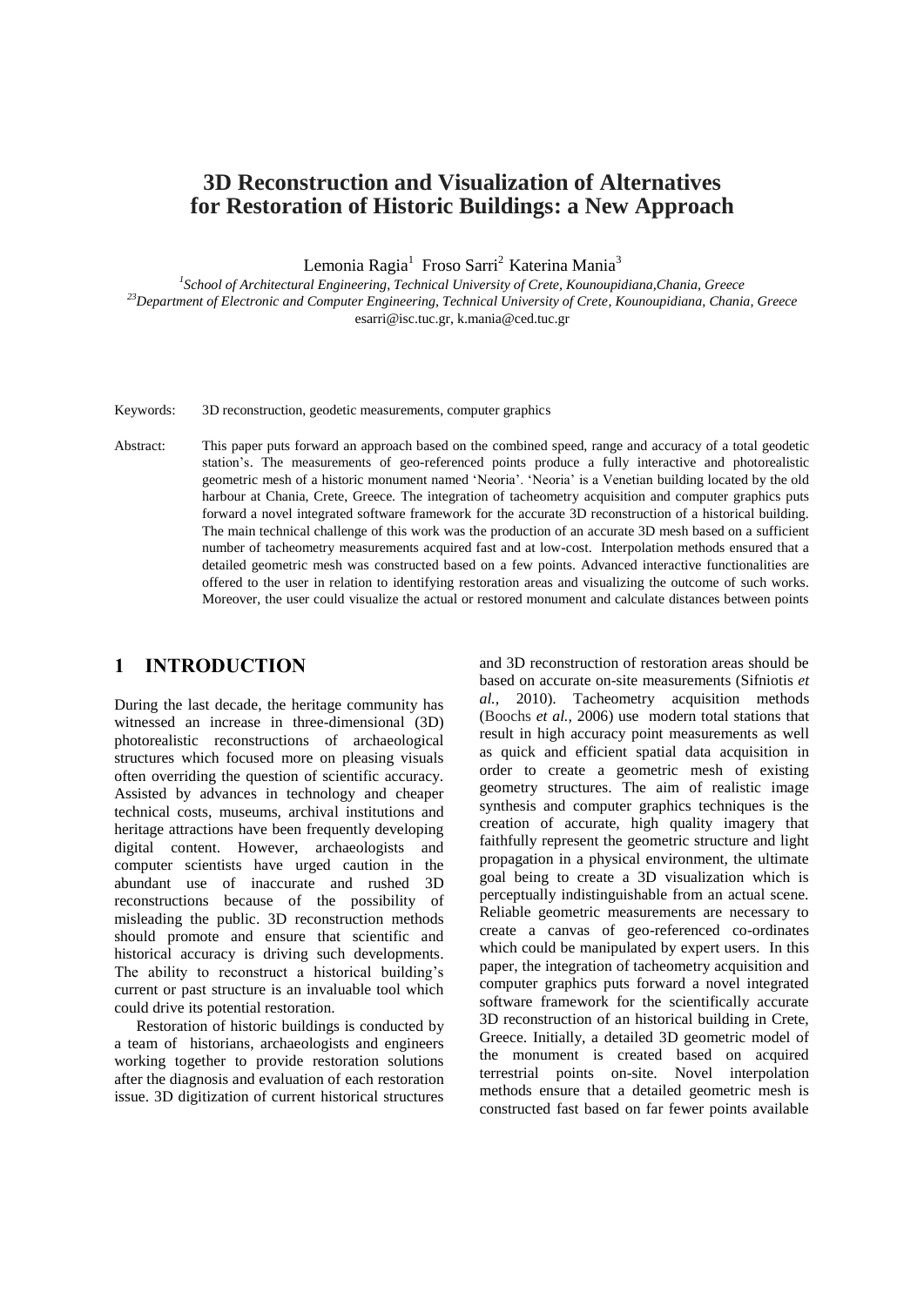# 3D Reconstruction and Visualization of Alternatives for Restoration of Historic Buildings: a New Approach

Lemonia Ragia[1] Froso Sarri[2] Katerina Mania[3]

[1]*School of Architectural Engineering, Technical University of Crete, Kounoupidiana,Chania, Greece*
[23]*Department of Electronic and Computer Engineering, Technical University of Crete, Kounoupidiana, Chania, Greece*
esarri@isc.tuc.gr, k.mania@ced.tuc.gr

Keywords: 3D reconstruction, geodetic measurements, computer graphics

Abstract: This paper puts forward an approach based on the combined speed, range and accuracy of a total geodetic station's. The measurements of geo-referenced points produce a fully interactive and photorealistic geometric mesh of a historic monument named 'Neoria'. 'Neoria' is a Venetian building located by the old harbour at Chania, Crete, Greece. The integration of tacheometry acquisition and computer graphics puts forward a novel integrated software framework for the accurate 3D reconstruction of a historical building. The main technical challenge of this work was the production of an accurate 3D mesh based on a sufficient number of tacheometry measurements acquired fast and at low-cost. Interpolation methods ensured that a detailed geometric mesh was constructed based on a few points. Advanced interactive functionalities are offered to the user in relation to identifying restoration areas and visualizing the outcome of such works. Moreover, the user could visualize the actual or restored monument and calculate distances between points

## 1 INTRODUCTION

During the last decade, the heritage community has witnessed an increase in three-dimensional (3D) photorealistic reconstructions of archaeological structures which focused more on pleasing visuals often overriding the question of scientific accuracy. Assisted by advances in technology and cheaper technical costs, museums, archival institutions and heritage attractions have been frequently developing digital content. However, archaeologists and computer scientists have urged caution in the abundant use of inaccurate and rushed 3D reconstructions because of the possibility of misleading the public. 3D reconstruction methods should promote and ensure that scientific and historical accuracy is driving such developments. The ability to reconstruct a historical building's current or past structure is an invaluable tool which could drive its potential restoration.

Restoration of historic buildings is conducted by a team of historians, archaeologists and engineers working together to provide restoration solutions after the diagnosis and evaluation of each restoration issue. 3D digitization of current historical structures and 3D reconstruction of restoration areas should be based on accurate on-site measurements (Sifniotis *et al.*, 2010). Tacheometry acquisition methods (Boochs *et al.*, 2006) use modern total stations that result in high accuracy point measurements as well as quick and efficient spatial data acquisition in order to create a geometric mesh of existing geometry structures. The aim of realistic image synthesis and computer graphics techniques is the creation of accurate, high quality imagery that faithfully represent the geometric structure and light propagation in a physical environment, the ultimate goal being to create a 3D visualization which is perceptually indistinguishable from an actual scene. Reliable geometric measurements are necessary to create a canvas of geo-referenced co-ordinates which could be manipulated by expert users. In this paper, the integration of tacheometry acquisition and computer graphics puts forward a novel integrated software framework for the scientifically accurate 3D reconstruction of an historical building in Crete, Greece. Initially, a detailed 3D geometric model of the monument is created based on acquired terrestrial points on-site. Novel interpolation methods ensure that a detailed geometric mesh is constructed fast based on far fewer points available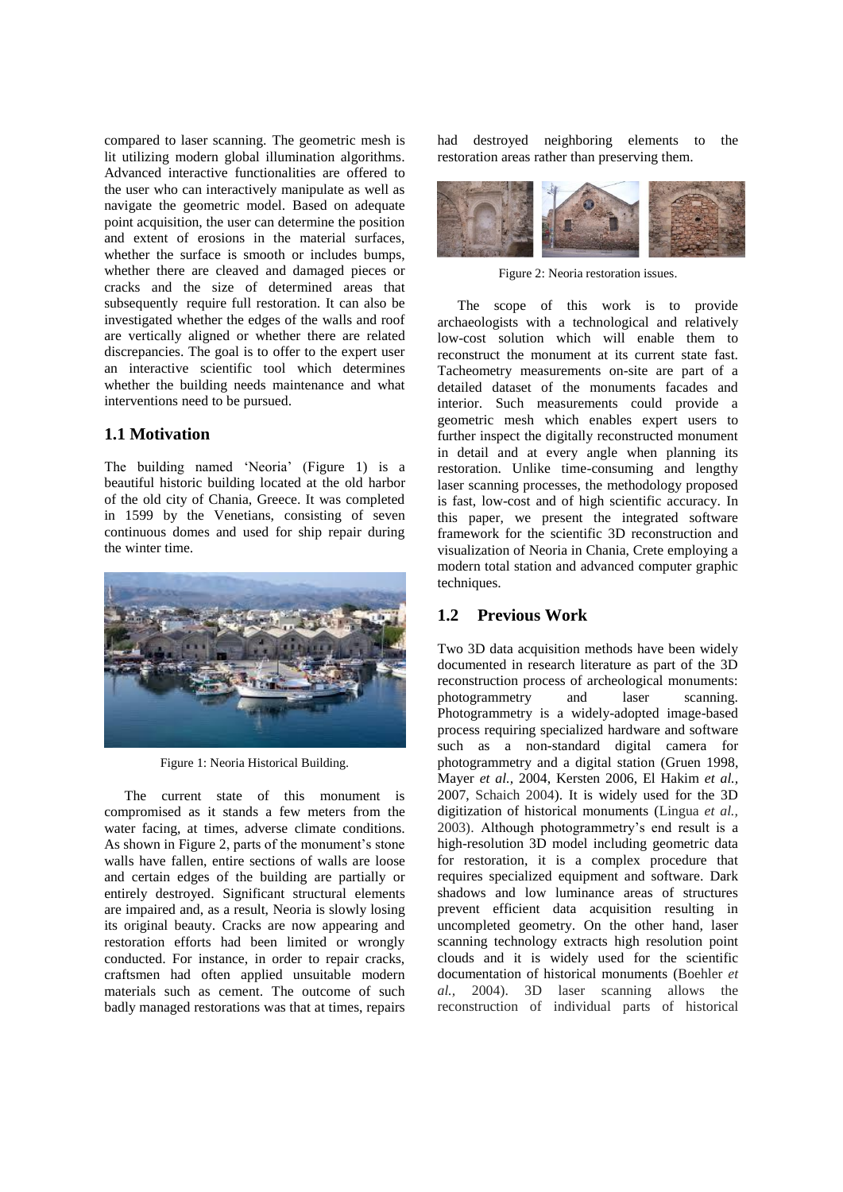compared to laser scanning. The geometric mesh is lit utilizing modern global illumination algorithms. Advanced interactive functionalities are offered to the user who can interactively manipulate as well as navigate the geometric model. Based on adequate point acquisition, the user can determine the position and extent of erosions in the material surfaces, whether the surface is smooth or includes bumps, whether there are cleaved and damaged pieces or cracks and the size of determined areas that subsequently require full restoration. It can also be investigated whether the edges of the walls and roof are vertically aligned or whether there are related discrepancies. The goal is to offer to the expert user an interactive scientific tool which determines whether the building needs maintenance and what interventions need to be pursued.

## 1.1 Motivation

The building named 'Neoria' (Figure 1) is a beautiful historic building located at the old harbor of the old city of Chania, Greece. It was completed in 1599 by the Venetians, consisting of seven continuous domes and used for ship repair during the winter time.

Figure 1: Neoria Historical Building.

The current state of this monument is compromised as it stands a few meters from the water facing, at times, adverse climate conditions. As shown in Figure 2, parts of the monument's stone walls have fallen, entire sections of walls are loose and certain edges of the building are partially or entirely destroyed. Significant structural elements are impaired and, as a result, Neoria is slowly losing its original beauty. Cracks are now appearing and restoration efforts had been limited or wrongly conducted. For instance, in order to repair cracks, craftsmen had often applied unsuitable modern materials such as cement. The outcome of such badly managed restorations was that at times, repairs had destroyed neighboring elements to the restoration areas rather than preserving them.

Figure 2: Neoria restoration issues.

The scope of this work is to provide archaeologists with a technological and relatively low-cost solution which will enable them to reconstruct the monument at its current state fast. Tacheometry measurements on-site are part of a detailed dataset of the monuments facades and interior. Such measurements could provide a geometric mesh which enables expert users to further inspect the digitally reconstructed monument in detail and at every angle when planning its restoration. Unlike time-consuming and lengthy laser scanning processes, the methodology proposed is fast, low-cost and of high scientific accuracy. In this paper, we present the integrated software framework for the scientific 3D reconstruction and visualization of Neoria in Chania, Crete employing a modern total station and advanced computer graphic techniques.

## 1.2 Previous Work

Two 3D data acquisition methods have been widely documented in research literature as part of the 3D reconstruction process of archeological monuments: photogrammetry and laser scanning. Photogrammetry is a widely-adopted image-based process requiring specialized hardware and software such as a non-standard digital camera for photogrammetry and a digital station (Gruen 1998, Mayer *et al.,* 2004, Kersten 2006, El Hakim *et al.,* 2007, Schaich 2004). It is widely used for the 3D digitization of historical monuments (Lingua *et al.,* 2003). Although photogrammetry's end result is a high-resolution 3D model including geometric data for restoration, it is a complex procedure that requires specialized equipment and software. Dark shadows and low luminance areas of structures prevent efficient data acquisition resulting in uncompleted geometry. On the other hand, laser scanning technology extracts high resolution point clouds and it is widely used for the scientific documentation of historical monuments (Boehler *et al.,* 2004). 3D laser scanning allows the reconstruction of individual parts of historical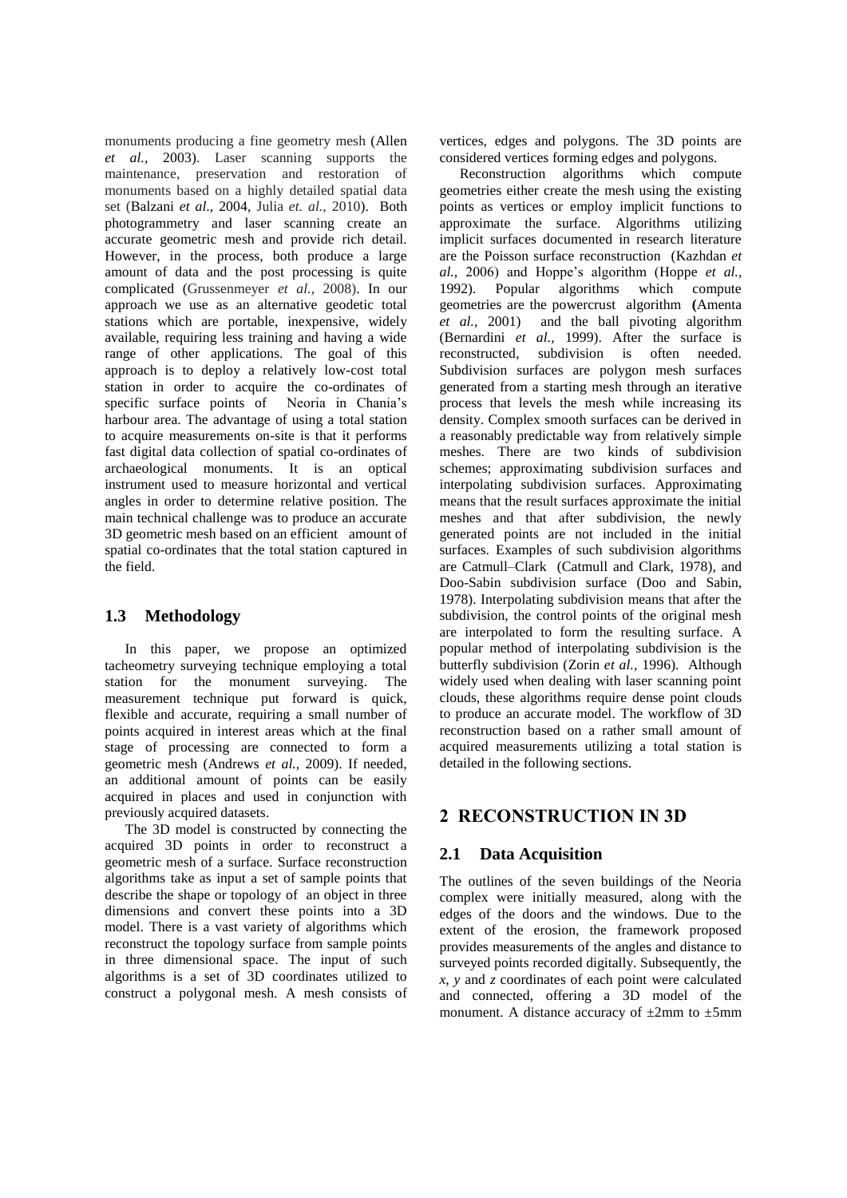monuments producing a fine geometry mesh (Allen *et al.,* 2003). Laser scanning supports the maintenance, preservation and restoration of monuments based on a highly detailed spatial data set (Balzani *et al*., 2004, Julia *et. al.,* 2010). Both photogrammetry and laser scanning create an accurate geometric mesh and provide rich detail. However, in the process, both produce a large amount of data and the post processing is quite complicated (Grussenmeyer *et al.,* 2008). In our approach we use as an alternative geodetic total stations which are portable, inexpensive, widely available, requiring less training and having a wide range of other applications. The goal of this approach is to deploy a relatively low-cost total station in order to acquire the co-ordinates of specific surface points of Neoria in Chania's harbour area. The advantage of using a total station to acquire measurements on-site is that it performs fast digital data collection of spatial co-ordinates of archaeological monuments. It is an optical instrument used to measure horizontal and vertical angles in order to determine relative position. The main technical challenge was to produce an accurate 3D geometric mesh based on an efficient amount of spatial co-ordinates that the total station captured in the field.

### 1.3 Methodology

In this paper, we propose an optimized tacheometry surveying technique employing a total station for the monument surveying. The measurement technique put forward is quick, flexible and accurate, requiring a small number of points acquired in interest areas which at the final stage of processing are connected to form a geometric mesh (Andrews *et al.,* 2009). If needed, an additional amount of points can be easily acquired in places and used in conjunction with previously acquired datasets.

The 3D model is constructed by connecting the acquired 3D points in order to reconstruct a geometric mesh of a surface. Surface reconstruction algorithms take as input a set of sample points that describe the shape or topology of an object in three dimensions and convert these points into a 3D model. There is a vast variety of algorithms which reconstruct the topology surface from sample points in three dimensional space. The input of such algorithms is a set of 3D coordinates utilized to construct a polygonal mesh. A mesh consists of vertices, edges and polygons. The 3D points are considered vertices forming edges and polygons.

Reconstruction algorithms which compute geometries either create the mesh using the existing points as vertices or employ implicit functions to approximate the surface. Algorithms utilizing implicit surfaces documented in research literature are the Poisson surface reconstruction (Kazhdan *et al.,* 2006) and Hoppe's algorithm (Hoppe *et al.,* 1992). Popular algorithms which compute geometries are the powercrust algorithm **(**Amenta *et al.,* 2001) and the ball pivoting algorithm (Bernardini *et al.,* 1999). After the surface is reconstructed, subdivision is often needed. Subdivision surfaces are polygon mesh surfaces generated from a starting mesh through an iterative process that levels the mesh while increasing its density. Complex smooth surfaces can be derived in a reasonably predictable way from relatively simple meshes. There are two kinds of subdivision schemes; approximating subdivision surfaces and interpolating subdivision surfaces. Approximating means that the result surfaces approximate the initial meshes and that after subdivision, the newly generated points are not included in the initial surfaces. Examples of such subdivision algorithms are Catmull–Clark (Catmull and Clark, 1978), and Doo-Sabin subdivision surface (Doo and Sabin, 1978). Interpolating subdivision means that after the subdivision, the control points of the original mesh are interpolated to form the resulting surface. A popular method of interpolating subdivision is the butterfly subdivision (Zorin *et al.,* 1996). Although widely used when dealing with laser scanning point clouds, these algorithms require dense point clouds to produce an accurate model. The workflow of 3D reconstruction based on a rather small amount of acquired measurements utilizing a total station is detailed in the following sections.

## 2 RECONSTRUCTION IN 3D

### 2.1 Data Acquisition

The outlines of the seven buildings of the Neoria complex were initially measured, along with the edges of the doors and the windows. Due to the extent of the erosion, the framework proposed provides measurements of the angles and distance to surveyed points recorded digitally. Subsequently, the $x$, $y$ and $z$ coordinates of each point were calculated and connected, offering a 3D model of the monument. A distance accuracy of ±2mm to ±5mm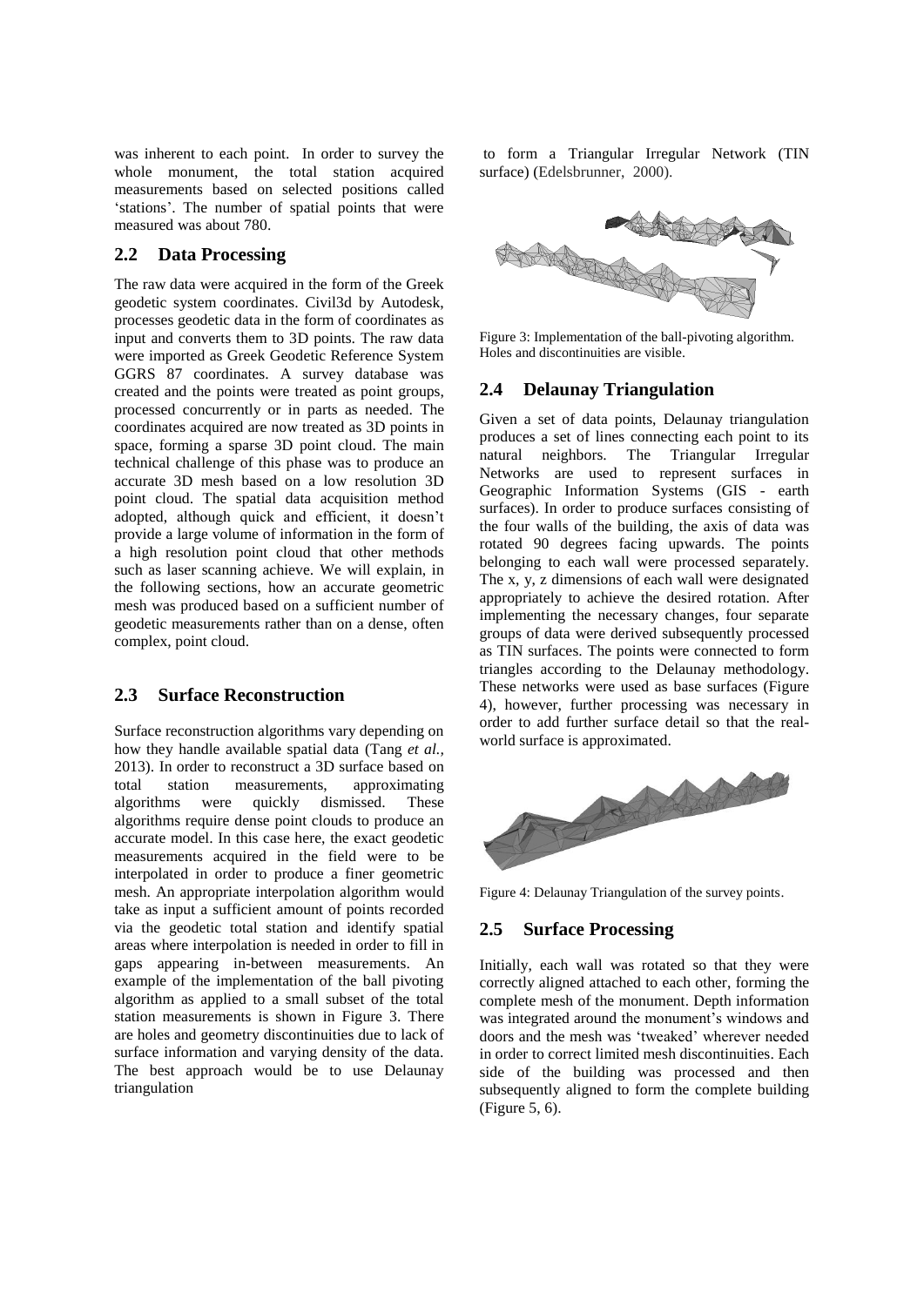was inherent to each point. In order to survey the whole monument, the total station acquired measurements based on selected positions called 'stations'. The number of spatial points that were measured was about 780.

## 2.2 Data Processing

The raw data were acquired in the form of the Greek geodetic system coordinates. Civil3d by Autodesk, processes geodetic data in the form of coordinates as input and converts them to 3D points. The raw data were imported as Greek Geodetic Reference System GGRS 87 coordinates. A survey database was created and the points were treated as point groups, processed concurrently or in parts as needed. The coordinates acquired are now treated as 3D points in space, forming a sparse 3D point cloud. The main technical challenge of this phase was to produce an accurate 3D mesh based on a low resolution 3D point cloud. The spatial data acquisition method adopted, although quick and efficient, it doesn't provide a large volume of information in the form of a high resolution point cloud that other methods such as laser scanning achieve. We will explain, in the following sections, how an accurate geometric mesh was produced based on a sufficient number of geodetic measurements rather than on a dense, often complex, point cloud.

## 2.3 Surface Reconstruction

Surface reconstruction algorithms vary depending on how they handle available spatial data (Tang *et al.,* 2013). In order to reconstruct a 3D surface based on total station measurements, approximating algorithms were quickly dismissed. These algorithms require dense point clouds to produce an accurate model. In this case here, the exact geodetic measurements acquired in the field were to be interpolated in order to produce a finer geometric mesh. An appropriate interpolation algorithm would take as input a sufficient amount of points recorded via the geodetic total station and identify spatial areas where interpolation is needed in order to fill in gaps appearing in-between measurements. An example of the implementation of the ball pivoting algorithm as applied to a small subset of the total station measurements is shown in Figure 3. There are holes and geometry discontinuities due to lack of surface information and varying density of the data. The best approach would be to use Delaunay triangulation to form a Triangular Irregular Network (TIN surface) (Edelsbrunner, 2000).

Figure 3: Implementation of the ball-pivoting algorithm. Holes and discontinuities are visible.

## 2.4 Delaunay Triangulation

Given a set of data points, Delaunay triangulation produces a set of lines connecting each point to its natural neighbors. The Triangular Irregular Networks are used to represent surfaces in Geographic Information Systems (GIS - earth surfaces). In order to produce surfaces consisting of the four walls of the building, the axis of data was rotated 90 degrees facing upwards. The points belonging to each wall were processed separately. The x, y, z dimensions of each wall were designated appropriately to achieve the desired rotation. After implementing the necessary changes, four separate groups of data were derived subsequently processed as TIN surfaces. The points were connected to form triangles according to the Delaunay methodology. These networks were used as base surfaces (Figure 4), however, further processing was necessary in order to add further surface detail so that the real-world surface is approximated.

Figure 4: Delaunay Triangulation of the survey points.

## 2.5 Surface Processing

Initially, each wall was rotated so that they were correctly aligned attached to each other, forming the complete mesh of the monument. Depth information was integrated around the monument's windows and doors and the mesh was 'tweaked' wherever needed in order to correct limited mesh discontinuities. Each side of the building was processed and then subsequently aligned to form the complete building (Figure 5, 6).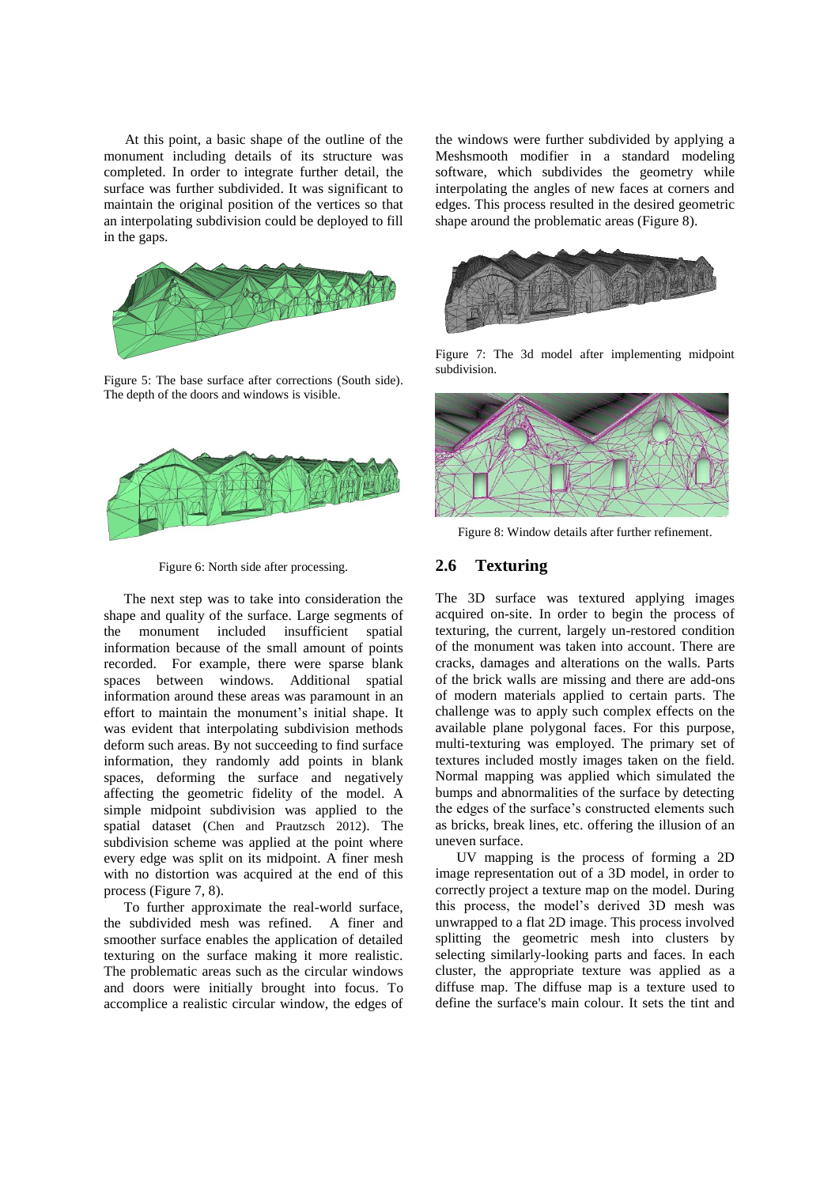At this point, a basic shape of the outline of the monument including details of its structure was completed. In order to integrate further detail, the surface was further subdivided. It was significant to maintain the original position of the vertices so that an interpolating subdivision could be deployed to fill in the gaps.

Figure 5: The base surface after corrections (South side). The depth of the doors and windows is visible.

Figure 6: North side after processing.

The next step was to take into consideration the shape and quality of the surface. Large segments of the monument included insufficient spatial information because of the small amount of points recorded. For example, there were sparse blank spaces between windows. Additional spatial information around these areas was paramount in an effort to maintain the monument's initial shape. It was evident that interpolating subdivision methods deform such areas. By not succeeding to find surface information, they randomly add points in blank spaces, deforming the surface and negatively affecting the geometric fidelity of the model. A simple midpoint subdivision was applied to the spatial dataset (Chen and Prautzsch 2012). The subdivision scheme was applied at the point where every edge was split on its midpoint. A finer mesh with no distortion was acquired at the end of this process (Figure 7, 8).

To further approximate the real-world surface, the subdivided mesh was refined. A finer and smoother surface enables the application of detailed texturing on the surface making it more realistic. The problematic areas such as the circular windows and doors were initially brought into focus. To accomplice a realistic circular window, the edges of the windows were further subdivided by applying a Meshsmooth modifier in a standard modeling software, which subdivides the geometry while interpolating the angles of new faces at corners and edges. This process resulted in the desired geometric shape around the problematic areas (Figure 8).

Figure 7: The 3d model after implementing midpoint subdivision.

Figure 8: Window details after further refinement.

## 2.6 Texturing

The 3D surface was textured applying images acquired on-site. In order to begin the process of texturing, the current, largely un-restored condition of the monument was taken into account. There are cracks, damages and alterations on the walls. Parts of the brick walls are missing and there are add-ons of modern materials applied to certain parts. The challenge was to apply such complex effects on the available plane polygonal faces. For this purpose, multi-texturing was employed. The primary set of textures included mostly images taken on the field. Normal mapping was applied which simulated the bumps and abnormalities of the surface by detecting the edges of the surface's constructed elements such as bricks, break lines, etc. offering the illusion of an uneven surface.

UV mapping is the process of forming a 2D image representation out of a 3D model, in order to correctly project a texture map on the model. During this process, the model's derived 3D mesh was unwrapped to a flat 2D image. This process involved splitting the geometric mesh into clusters by selecting similarly-looking parts and faces. In each cluster, the appropriate texture was applied as a diffuse map. The diffuse map is a texture used to define the surface's main colour. It sets the tint and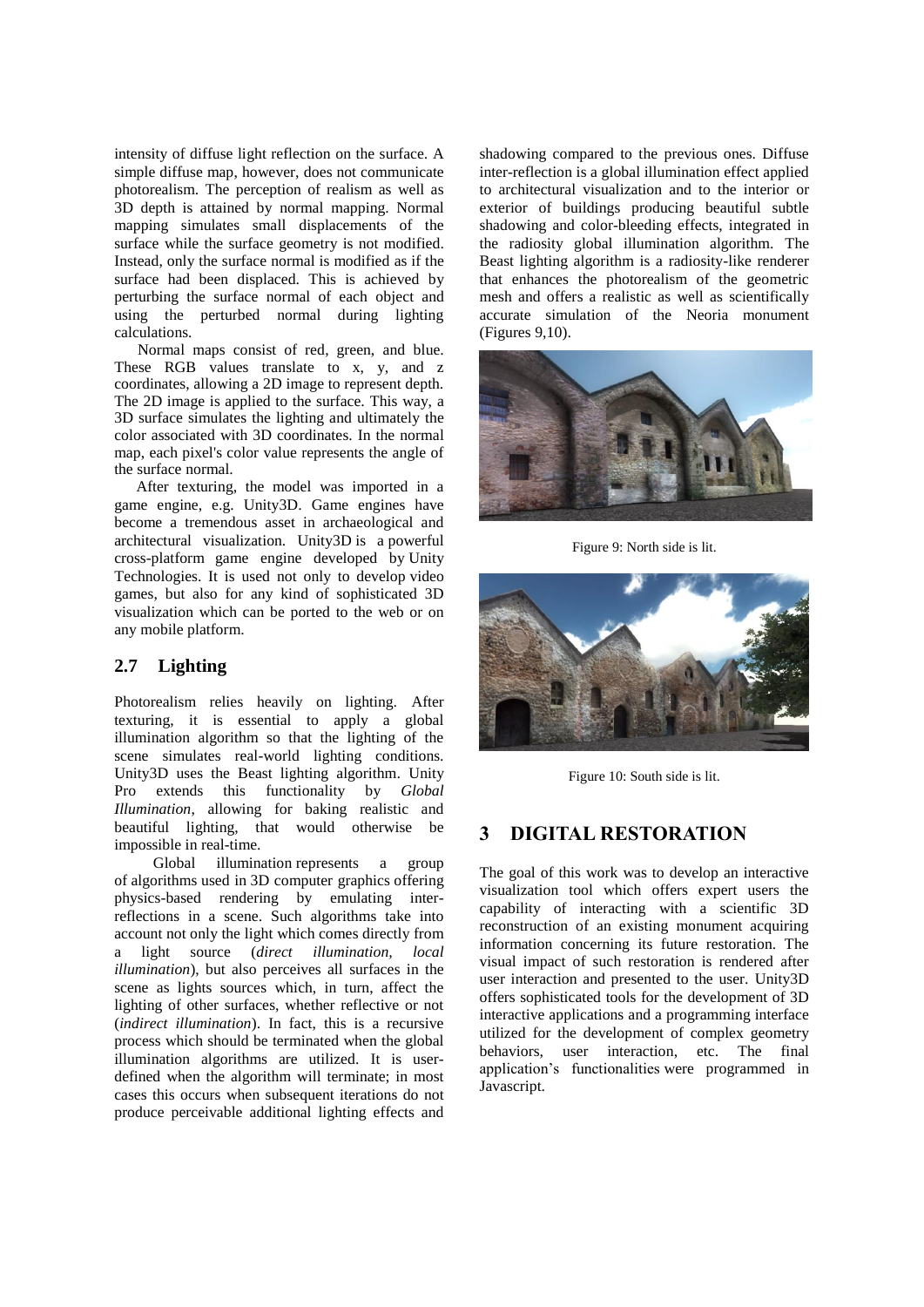intensity of diffuse light reflection on the surface. A simple diffuse map, however, does not communicate photorealism. The perception of realism as well as 3D depth is attained by normal mapping. Normal mapping simulates small displacements of the surface while the surface geometry is not modified. Instead, only the surface normal is modified as if the surface had been displaced. This is achieved by perturbing the surface normal of each object and using the perturbed normal during lighting calculations.

Normal maps consist of red, green, and blue. These RGB values translate to x, y, and z coordinates, allowing a 2D image to represent depth. The 2D image is applied to the surface. This way, a 3D surface simulates the lighting and ultimately the color associated with 3D coordinates. In the normal map, each pixel's color value represents the angle of the surface normal.

After texturing, the model was imported in a game engine, e.g. Unity3D. Game engines have become a tremendous asset in archaeological and architectural visualization. Unity3D is a powerful cross-platform game engine developed by Unity Technologies. It is used not only to develop video games, but also for any kind of sophisticated 3D visualization which can be ported to the web or on any mobile platform.

## 2.7 Lighting

Photorealism relies heavily on lighting. After texturing, it is essential to apply a global illumination algorithm so that the lighting of the scene simulates real-world lighting conditions. Unity3D uses the Beast lighting algorithm. Unity Pro extends this functionality by *Global Illumination*, allowing for baking realistic and beautiful lighting, that would otherwise be impossible in real-time.

Global illumination represents a group of algorithms used in 3D computer graphics offering physics-based rendering by emulating inter-reflections in a scene. Such algorithms take into account not only the light which comes directly from a light source (*direct illumination, local illumination*), but also perceives all surfaces in the scene as lights sources which, in turn, affect the lighting of other surfaces, whether reflective or not (*indirect illumination*). In fact, this is a recursive process which should be terminated when the global illumination algorithms are utilized. It is user-defined when the algorithm will terminate; in most cases this occurs when subsequent iterations do not produce perceivable additional lighting effects and shadowing compared to the previous ones. Diffuse inter-reflection is a global illumination effect applied to architectural visualization and to the interior or exterior of buildings producing beautiful subtle shadowing and color-bleeding effects, integrated in the radiosity global illumination algorithm. The Beast lighting algorithm is a radiosity-like renderer that enhances the photorealism of the geometric mesh and offers a realistic as well as scientifically accurate simulation of the Neoria monument (Figures 9,10).

Figure 9: North side is lit.

Figure 10: South side is lit.

# 3 DIGITAL RESTORATION

The goal of this work was to develop an interactive visualization tool which offers expert users the capability of interacting with a scientific 3D reconstruction of an existing monument acquiring information concerning its future restoration. The visual impact of such restoration is rendered after user interaction and presented to the user. Unity3D offers sophisticated tools for the development of 3D interactive applications and a programming interface utilized for the development of complex geometry behaviors, user interaction, etc. The final application's functionalities were programmed in Javascript.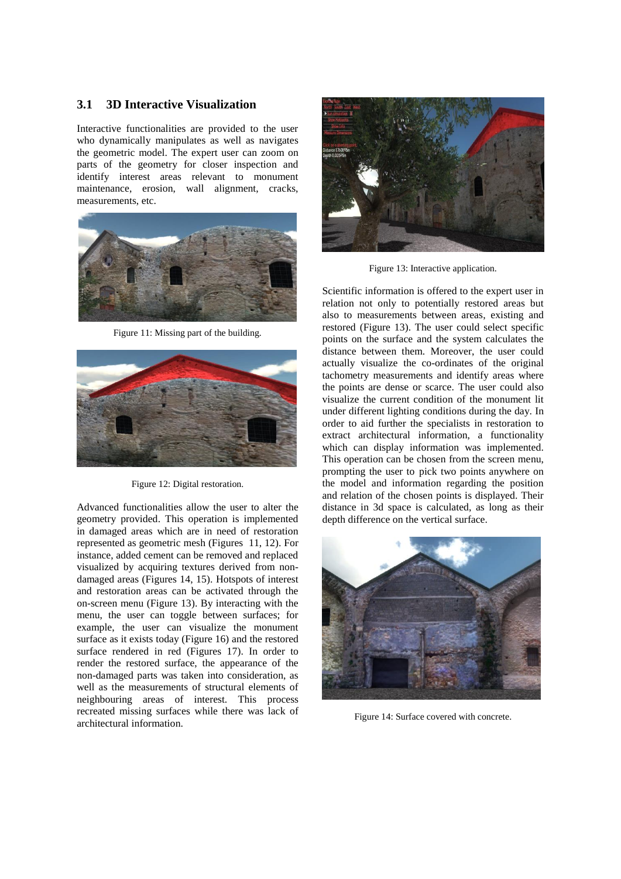### 3.1 3D Interactive Visualization

Interactive functionalities are provided to the user who dynamically manipulates as well as navigates the geometric model. The expert user can zoom on parts of the geometry for closer inspection and identify interest areas relevant to monument maintenance, erosion, wall alignment, cracks, measurements, etc.

Figure 11: Missing part of the building.

Figure 12: Digital restoration.

Advanced functionalities allow the user to alter the geometry provided. This operation is implemented in damaged areas which are in need of restoration represented as geometric mesh (Figures 11, 12). For instance, added cement can be removed and replaced visualized by acquiring textures derived from non-damaged areas (Figures 14, 15). Hotspots of interest and restoration areas can be activated through the on-screen menu (Figure 13). By interacting with the menu, the user can toggle between surfaces; for example, the user can visualize the monument surface as it exists today (Figure 16) and the restored surface rendered in red (Figures 17). In order to render the restored surface, the appearance of the non-damaged parts was taken into consideration, as well as the measurements of structural elements of neighbouring areas of interest. This process recreated missing surfaces while there was lack of architectural information.

Figure 13: Interactive application.

Scientific information is offered to the expert user in relation not only to potentially restored areas but also to measurements between areas, existing and restored (Figure 13). The user could select specific points on the surface and the system calculates the distance between them. Moreover, the user could actually visualize the co-ordinates of the original tachometry measurements and identify areas where the points are dense or scarce. The user could also visualize the current condition of the monument lit under different lighting conditions during the day. In order to aid further the specialists in restoration to extract architectural information, a functionality which can display information was implemented. This operation can be chosen from the screen menu, prompting the user to pick two points anywhere on the model and information regarding the position and relation of the chosen points is displayed. Their distance in 3d space is calculated, as long as their depth difference on the vertical surface.

Figure 14: Surface covered with concrete.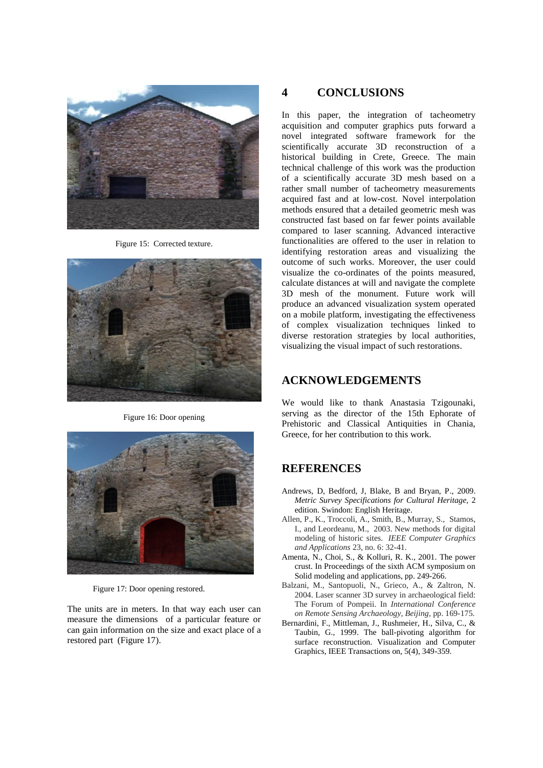Figure 15: Corrected texture.

Figure 16: Door opening

Figure 17: Door opening restored.

The units are in meters. In that way each user can measure the dimensions of a particular feature or can gain information on the size and exact place of a restored part (Figure 17).

# 4 CONCLUSIONS

In this paper, the integration of tacheometry acquisition and computer graphics puts forward a novel integrated software framework for the scientifically accurate 3D reconstruction of a historical building in Crete, Greece. The main technical challenge of this work was the production of a scientifically accurate 3D mesh based on a rather small number of tacheometry measurements acquired fast and at low-cost. Novel interpolation methods ensured that a detailed geometric mesh was constructed fast based on far fewer points available compared to laser scanning. Advanced interactive functionalities are offered to the user in relation to identifying restoration areas and visualizing the outcome of such works. Moreover, the user could visualize the co-ordinates of the points measured, calculate distances at will and navigate the complete 3D mesh of the monument. Future work will produce an advanced visualization system operated on a mobile platform, investigating the effectiveness of complex visualization techniques linked to diverse restoration strategies by local authorities, visualizing the visual impact of such restorations.

# ACKNOWLEDGEMENTS

We would like to thank Anastasia Tzigounaki, serving as the director of the 15th Ephorate of Prehistoric and Classical Antiquities in Chania, Greece, for her contribution to this work.

# REFERENCES

Andrews, D, Bedford, J, Blake, B and Bryan, P., 2009. *Metric Survey Specifications for Cultural Heritage*, 2 edition. Swindon: English Heritage.

Allen, P., K., Troccoli, A., Smith, B., Murray, S., Stamos, I., and Leordeanu, M., 2003. New methods for digital modeling of historic sites. *IEEE Computer Graphics and Applications* 23, no. 6: 32-41.

Amenta, N., Choi, S., & Kolluri, R. K., 2001. The power crust. In Proceedings of the sixth ACM symposium on Solid modeling and applications, pp. 249-266.

Balzani, M., Santopuoli, N., Grieco, A., & Zaltron, N. 2004. Laser scanner 3D survey in archaeological field: The Forum of Pompeii. In *International Conference on Remote Sensing Archaeology, Beijing*, pp. 169-175.

Bernardini, F., Mittleman, J., Rushmeier, H., Silva, C., & Taubin, G., 1999. The ball-pivoting algorithm for surface reconstruction. Visualization and Computer Graphics, IEEE Transactions on, 5(4), 349-359.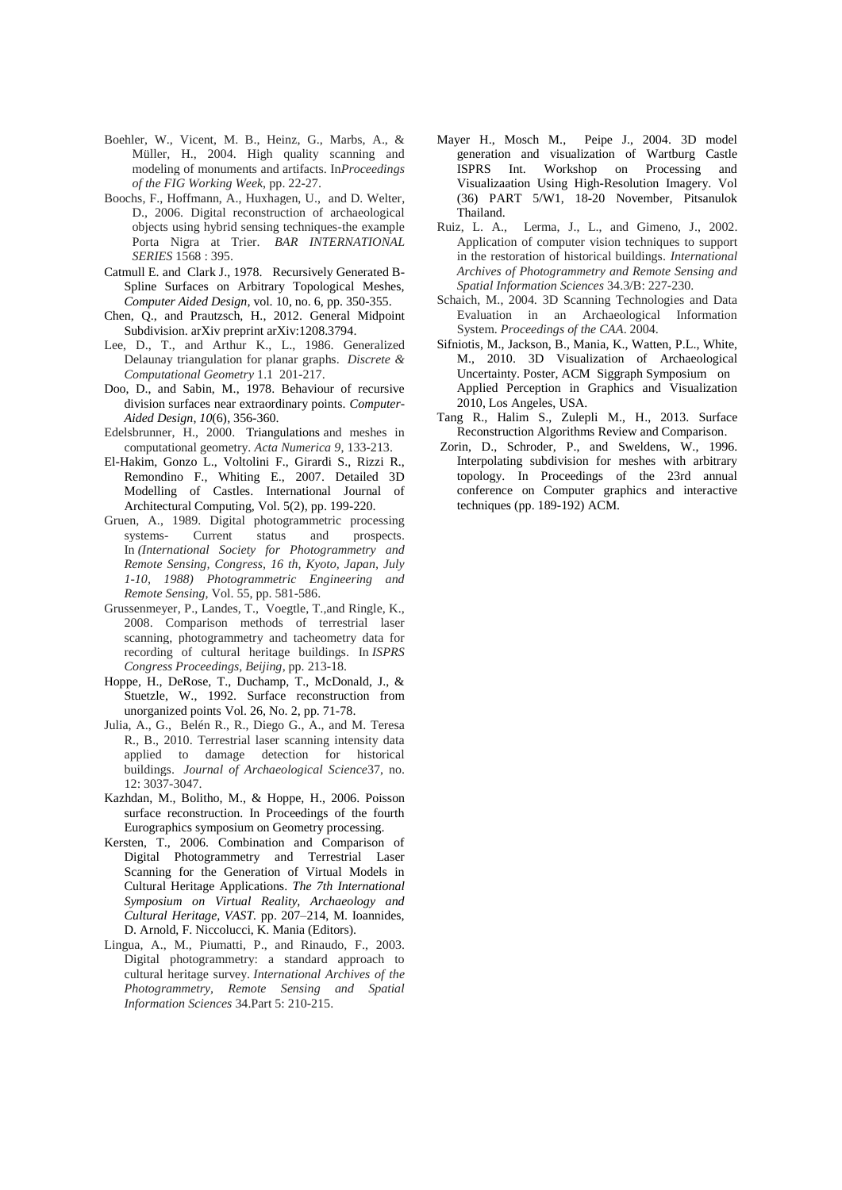Boehler, W., Vicent, M. B., Heinz, G., Marbs, A., & Müller, H., 2004. High quality scanning and modeling of monuments and artifacts. In*Proceedings of the FIG Working Week*, pp. 22-27.

Boochs, F., Hoffmann, A., Huxhagen, U., and D. Welter, D., 2006. Digital reconstruction of archaeological objects using hybrid sensing techniques-the example Porta Nigra at Trier. *BAR INTERNATIONAL SERIES* 1568 : 395.

Catmull E. and Clark J., 1978. Recursively Generated B-Spline Surfaces on Arbitrary Topological Meshes, *Computer Aided Design*, vol. 10, no. 6, pp. 350-355.

Chen, Q., and Prautzsch, H., 2012. General Midpoint Subdivision. arXiv preprint arXiv:1208.3794.

Lee, D., T., and Arthur K., L., 1986. Generalized Delaunay triangulation for planar graphs. *Discrete & Computational Geometry* 1.1 201-217.

Doo, D., and Sabin, M., 1978. Behaviour of recursive division surfaces near extraordinary points. *Computer-Aided Design*, *10*(6), 356-360.

Edelsbrunner, H., 2000. Triangulations and meshes in computational geometry. *Acta Numerica 9*, 133-213.

El-Hakim, Gonzo L., Voltolini F., Girardi S., Rizzi R., Remondino F., Whiting E., 2007. Detailed 3D Modelling of Castles. International Journal of Architectural Computing, Vol. 5(2), pp. 199-220.

Gruen, A., 1989. Digital photogrammetric processing systems- Current status and prospects. In *(International Society for Photogrammetry and Remote Sensing, Congress, 16 th, Kyoto, Japan, July 1-10, 1988) Photogrammetric Engineering and Remote Sensing*, Vol. 55, pp. 581-586.

Grussenmeyer, P., Landes, T., Voegtle, T.,and Ringle, K., 2008. Comparison methods of terrestrial laser scanning, photogrammetry and tacheometry data for recording of cultural heritage buildings. In *ISPRS Congress Proceedings, Beijing*, pp. 213-18.

Hoppe, H., DeRose, T., Duchamp, T., McDonald, J., & Stuetzle, W., 1992. Surface reconstruction from unorganized points Vol. 26, No. 2, pp. 71-78.

Julia, A., G., Belén R., R., Diego G., A., and M. Teresa R., B., 2010. Terrestrial laser scanning intensity data applied to damage detection for historical buildings. *Journal of Archaeological Science*37, no. 12: 3037-3047.

Kazhdan, M., Bolitho, M., & Hoppe, H., 2006. Poisson surface reconstruction. In Proceedings of the fourth Eurographics symposium on Geometry processing.

Kersten, T., 2006. Combination and Comparison of Digital Photogrammetry and Terrestrial Laser Scanning for the Generation of Virtual Models in Cultural Heritage Applications. *The 7th International Symposium on Virtual Reality, Archaeology and Cultural Heritage, VAST*. pp. 207–214, M. Ioannides, D. Arnold, F. Niccolucci, K. Mania (Editors).

Lingua, A., M., Piumatti, P., and Rinaudo, F., 2003. Digital photogrammetry: a standard approach to cultural heritage survey. *International Archives of the Photogrammetry, Remote Sensing and Spatial Information Sciences* 34.Part 5: 210-215.

Mayer H., Mosch M., Peipe J., 2004. 3D model generation and visualization of Wartburg Castle ISPRS Int. Workshop on Processing and Visualizaation Using High-Resolution Imagery. Vol (36) PART 5/W1, 18-20 November, Pitsanulok Thailand.

Ruiz, L. A., Lerma, J., L., and Gimeno, J., 2002. Application of computer vision techniques to support in the restoration of historical buildings. *International Archives of Photogrammetry and Remote Sensing and Spatial Information Sciences* 34.3/B: 227-230.

Schaich, M., 2004. 3D Scanning Technologies and Data Evaluation in an Archaeological Information System. *Proceedings of the CAA*. 2004.

Sifniotis, M., Jackson, B., Mania, K., Watten, P.L., White, M., 2010. 3D Visualization of Archaeological Uncertainty. Poster, ACM Siggraph Symposium on Applied Perception in Graphics and Visualization 2010, Los Angeles, USA.

Tang R., Halim S., Zulepli M., H., 2013. Surface Reconstruction Algorithms Review and Comparison.

Zorin, D., Schroder, P., and Sweldens, W., 1996. Interpolating subdivision for meshes with arbitrary topology. In Proceedings of the 23rd annual conference on Computer graphics and interactive techniques (pp. 189-192) ACM.